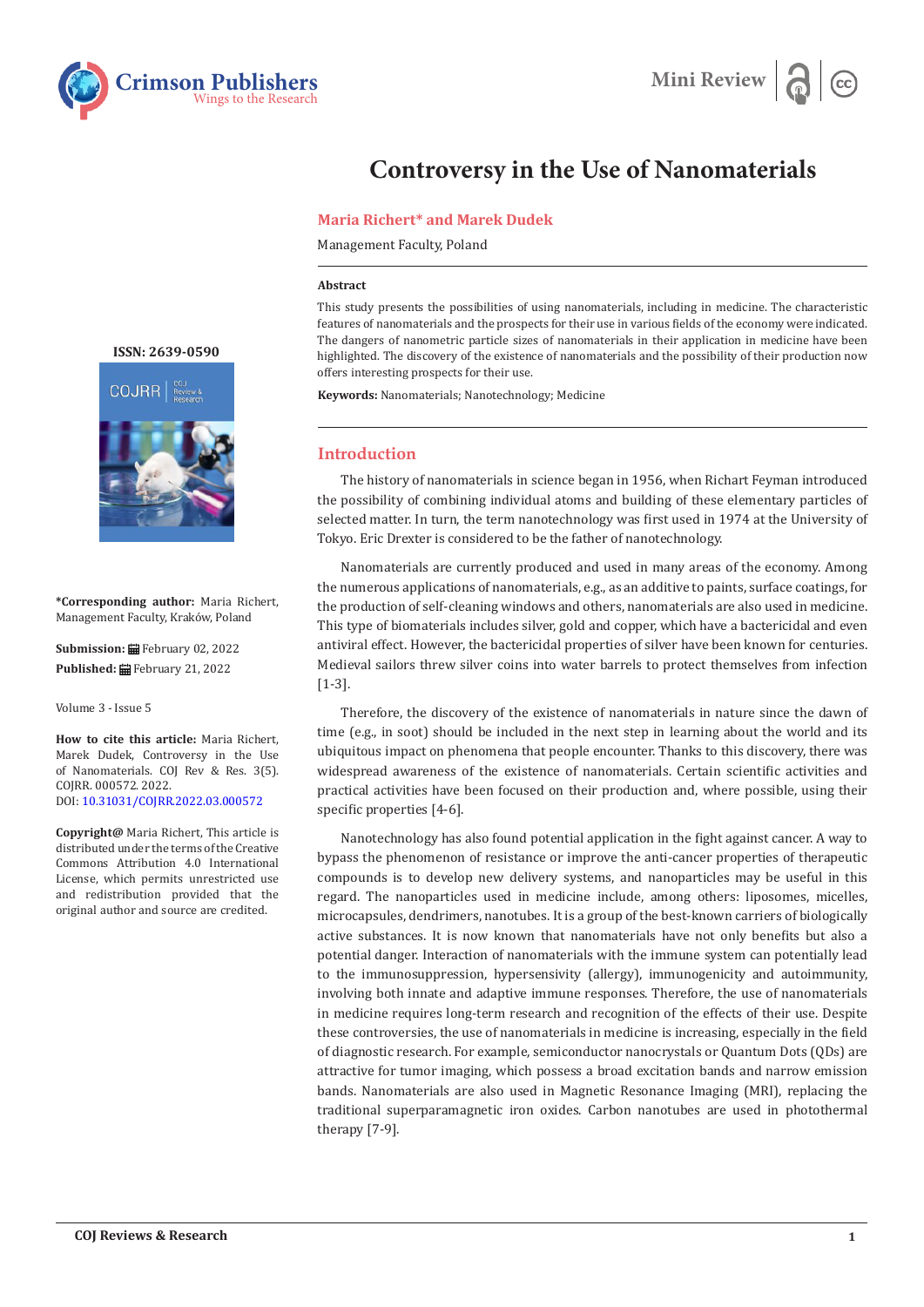Mini Review

# Controversy in the Use of Nanomaterials

**Maria Richert* and Marek Dudek**

Management Faculty, Poland

ISSN: 2639-0590

**\*Corresponding author:** Maria Richert, Management Faculty, Kraków, Poland

**Submission:** February 02, 2022

**Published:** February 21, 2022

Volume 3 - Issue 5

**How to cite this article:** Maria Richert, Marek Dudek, Controversy in the Use of Nanomaterials. COJ Rev & Res. 3(5). COJRR. 000572. 2022.
DOI: 10.31031/COJRR.2022.03.000572

**Copyright@** Maria Richert, This article is distributed under the terms of the Creative Commons Attribution 4.0 International License, which permits unrestricted use and redistribution provided that the original author and source are credited.

### Abstract

This study presents the possibilities of using nanomaterials, including in medicine. The characteristic features of nanomaterials and the prospects for their use in various fields of the economy were indicated. The dangers of nanometric particle sizes of nanomaterials in their application in medicine have been highlighted. The discovery of the existence of nanomaterials and the possibility of their production now offers interesting prospects for their use.

**Keywords:** Nanomaterials; Nanotechnology; Medicine

## Introduction

The history of nanomaterials in science began in 1956, when Richart Feyman introduced the possibility of combining individual atoms and building of these elementary particles of selected matter. In turn, the term nanotechnology was first used in 1974 at the University of Tokyo. Eric Drexter is considered to be the father of nanotechnology.

Nanomaterials are currently produced and used in many areas of the economy. Among the numerous applications of nanomaterials, e.g., as an additive to paints, surface coatings, for the production of self-cleaning windows and others, nanomaterials are also used in medicine. This type of biomaterials includes silver, gold and copper, which have a bactericidal and even antiviral effect. However, the bactericidal properties of silver have been known for centuries. Medieval sailors threw silver coins into water barrels to protect themselves from infection [1-3].

Therefore, the discovery of the existence of nanomaterials in nature since the dawn of time (e.g., in soot) should be included in the next step in learning about the world and its ubiquitous impact on phenomena that people encounter. Thanks to this discovery, there was widespread awareness of the existence of nanomaterials. Certain scientific activities and practical activities have been focused on their production and, where possible, using their specific properties [4-6].

Nanotechnology has also found potential application in the fight against cancer. A way to bypass the phenomenon of resistance or improve the anti-cancer properties of therapeutic compounds is to develop new delivery systems, and nanoparticles may be useful in this regard. The nanoparticles used in medicine include, among others: liposomes, micelles, microcapsules, dendrimers, nanotubes. It is a group of the best-known carriers of biologically active substances. It is now known that nanomaterials have not only benefits but also a potential danger. Interaction of nanomaterials with the immune system can potentially lead to the immunosuppression, hypersensitivity (allergy), immunogenicity and autoimmunity, involving both innate and adaptive immune responses. Therefore, the use of nanomaterials in medicine requires long-term research and recognition of the effects of their use. Despite these controversies, the use of nanomaterials in medicine is increasing, especially in the field of diagnostic research. For example, semiconductor nanocrystals or Quantum Dots (QDs) are attractive for tumor imaging, which possess a broad excitation bands and narrow emission bands. Nanomaterials are also used in Magnetic Resonance Imaging (MRI), replacing the traditional superparamagnetic iron oxides. Carbon nanotubes are used in photothermal therapy [7-9].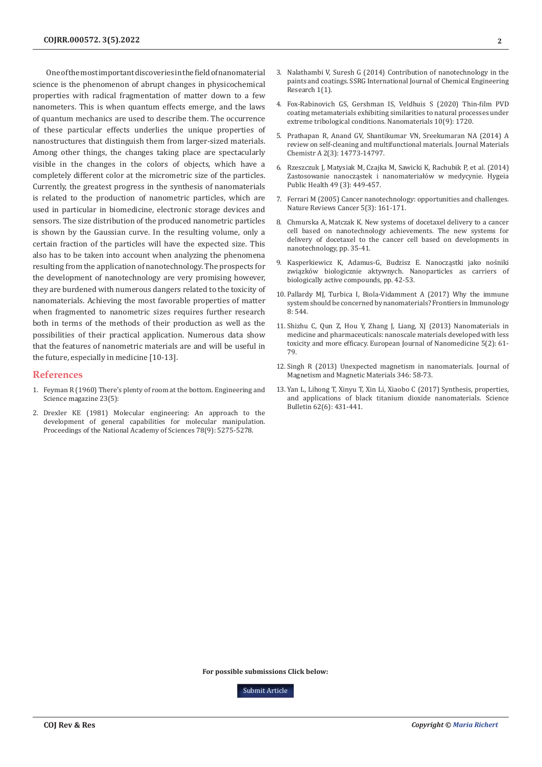One of the most important discoveries in the field of nanomaterial science is the phenomenon of abrupt changes in physicochemical properties with radical fragmentation of matter down to a few nanometers. This is when quantum effects emerge, and the laws of quantum mechanics are used to describe them. The occurrence of these particular effects underlies the unique properties of nanostructures that distinguish them from larger-sized materials. Among other things, the changes taking place are spectacularly visible in the changes in the colors of objects, which have a completely different color at the micrometric size of the particles. Currently, the greatest progress in the synthesis of nanomaterials is related to the production of nanometric particles, which are used in particular in biomedicine, electronic storage devices and sensors. The size distribution of the produced nanometric particles is shown by the Gaussian curve. In the resulting volume, only a certain fraction of the particles will have the expected size. This also has to be taken into account when analyzing the phenomena resulting from the application of nanotechnology. The prospects for the development of nanotechnology are very promising however, they are burdened with numerous dangers related to the toxicity of nanomaterials. Achieving the most favorable properties of matter when fragmented to nanometric sizes requires further research both in terms of the methods of their production as well as the possibilities of their practical application. Numerous data show that the features of nanometric materials are and will be useful in the future, especially in medicine [10-13].

## References

1. Feyman R (1960) There's plenty of room at the bottom. Engineering and Science magazine 23(5):
2. Drexler KE (1981) Molecular engineering: An approach to the development of general capabilities for molecular manipulation. Proceedings of the National Academy of Sciences 78(9): 5275-5278.
3. Nalathambi V, Suresh G (2014) Contribution of nanotechnology in the paints and coatings. SSRG International Journal of Chemical Engineering Research 1(1).
4. Fox-Rabinovich GS, Gershman IS, Veldhuis S (2020) Thin-film PVD coating metamaterials exhibiting similarities to natural processes under extreme tribological conditions. Nanomaterials 10(9): 1720.
5. Prathapan R, Anand GV, Shantikumar VN, Sreekumaran NA (2014) A review on self-cleaning and multifunctional materials. Journal Materials Chemistr A 2(3): 14773-14797.
6. Rzeszczuk J, Matysiak M, Czajka M, Sawicki K, Rachubik P, et al. (2014) Zastosowanie nanocząstek i nanomateriałów w medycynie. Hygeia Public Health 49 (3): 449-457.
7. Ferrari M (2005) Cancer nanotechnology: opportunities and challenges. Nature Reviews Cancer 5(3): 161-171.
8. Chmurska A, Matczak K. New systems of docetaxel delivery to a cancer cell based on nanotechnology achievements. The new systems for delivery of docetaxel to the cancer cell based on developments in nanotechnology, pp. 35-41.
9. Kasperkiewicz K, Adamus-G, Budzisz E. Nanocząstki jako nośniki związków biologicznie aktywnych. Nanoparticles as carriers of biologically active compounds, pp. 42-53.
10. Pallardy MJ, Turbica I, Biola-Vidamment A (2017) Why the immune system should be concerned by nanomaterials? Frontiers in Immunology 8: 544.
11. Shizhu C, Qun Z, Hou Y, Zhang J, Liang, XJ (2013) Nanomaterials in medicine and pharmaceuticals: nanoscale materials developed with less toxicity and more efficacy. European Journal of Nanomedicine 5(2): 61-79.
12. Singh R (2013) Unexpected magnetism in nanomaterials. Journal of Magnetism and Magnetic Materials 346: 58-73.
13. Yan L, Lihong T, Xinyu T, Xin Li, Xiaobo C (2017) Synthesis, properties, and applications of black titanium dioxide nanomaterials. Science Bulletin 62(6): 431-441.

**For possible submissions Click below:**

Submit Article